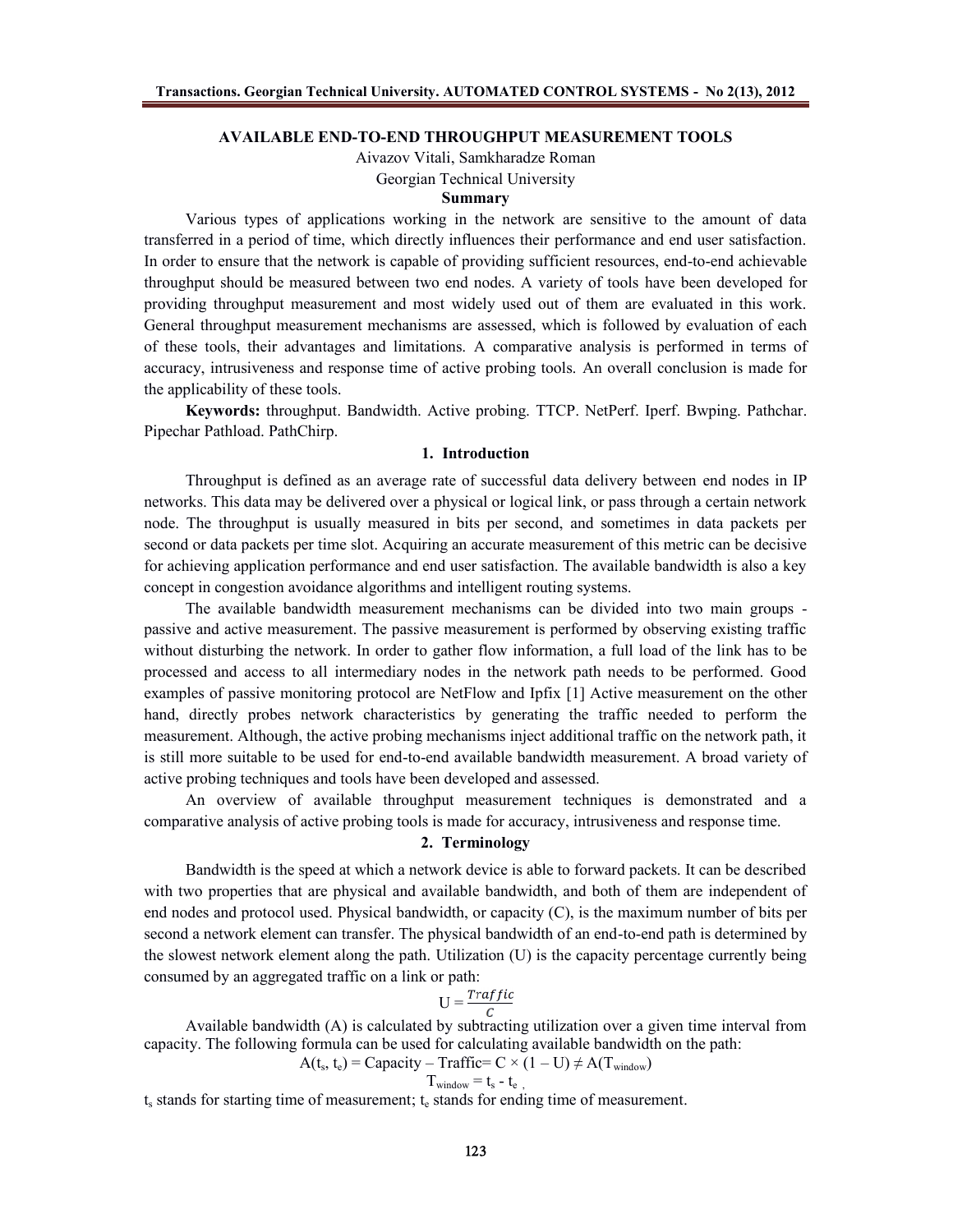# AVAILABLE END-TO-END THROUGHPUT MEASUREMENT TOOLS

Aivazov Vitali, Samkharadze Roman

Georgian Technical University

## Summary

Various types of applications working in the network are sensitive to the amount of data transferred in a period of time, which directly influences their performance and end user satisfaction. In order to ensure that the network is capable of providing sufficient resources, end-to-end achievable throughput should be measured between two end nodes. A variety of tools have been developed for providing throughput measurement and most widely used out of them are evaluated in this work. General throughput measurement mechanisms are assessed, which is followed by evaluation of each of these tools, their advantages and limitations. A comparative analysis is performed in terms of accuracy, intrusiveness and response time of active probing tools. An overall conclusion is made for the applicability of these tools.

**Keywords:** throughput. Bandwidth. Active probing. TTCP. NetPerf. Iperf. Bwping. Pathchar. Pipechar Pathload. PathChirp.

## 1. Introduction

Throughput is defined as an average rate of successful data delivery between end nodes in IP networks. This data may be delivered over a physical or logical link, or pass through a certain network node. The throughput is usually measured in bits per second, and sometimes in data packets per second or data packets per time slot. Acquiring an accurate measurement of this metric can be decisive for achieving application performance and end user satisfaction. The available bandwidth is also a key concept in congestion avoidance algorithms and intelligent routing systems.

The available bandwidth measurement mechanisms can be divided into two main groups - passive and active measurement. The passive measurement is performed by observing existing traffic without disturbing the network. In order to gather flow information, a full load of the link has to be processed and access to all intermediary nodes in the network path needs to be performed. Good examples of passive monitoring protocol are NetFlow and Ipfix [1] Active measurement on the other hand, directly probes network characteristics by generating the traffic needed to perform the measurement. Although, the active probing mechanisms inject additional traffic on the network path, it is still more suitable to be used for end-to-end available bandwidth measurement. A broad variety of active probing techniques and tools have been developed and assessed.

An overview of available throughput measurement techniques is demonstrated and a comparative analysis of active probing tools is made for accuracy, intrusiveness and response time.

## 2. Terminology

Bandwidth is the speed at which a network device is able to forward packets. It can be described with two properties that are physical and available bandwidth, and both of them are independent of end nodes and protocol used. Physical bandwidth, or capacity (C), is the maximum number of bits per second a network element can transfer. The physical bandwidth of an end-to-end path is determined by the slowest network element along the path. Utilization (U) is the capacity percentage currently being consumed by an aggregated traffic on a link or path:

$$U = \frac{Traffic}{C}$$

Available bandwidth (A) is calculated by subtracting utilization over a given time interval from capacity. The following formula can be used for calculating available bandwidth on the path:

$$A(t_s, t_e) = \text{Capacity} - \text{Traffic} = C \times (1 - U) \neq A(T_{window})$$

$$T_{window} = t_s - t_e \,,$$

$t_s$ stands for starting time of measurement; $t_e$ stands for ending time of measurement.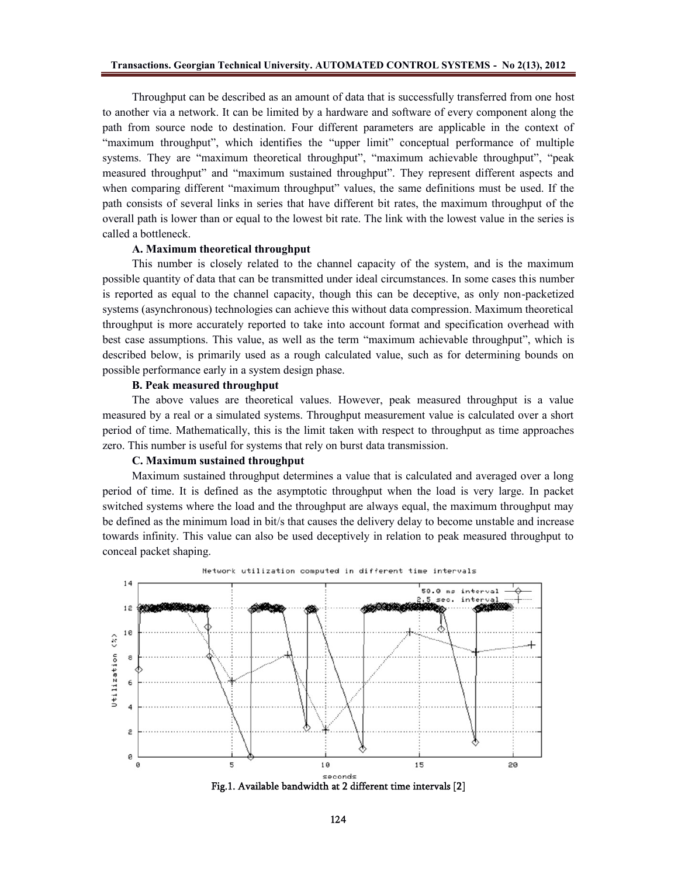Throughput can be described as an amount of data that is successfully transferred from one host to another via a network. It can be limited by a hardware and software of every component along the path from source node to destination. Four different parameters are applicable in the context of "maximum throughput", which identifies the "upper limit" conceptual performance of multiple systems. They are "maximum theoretical throughput", "maximum achievable throughput", "peak measured throughput" and "maximum sustained throughput". They represent different aspects and when comparing different "maximum throughput" values, the same definitions must be used. If the path consists of several links in series that have different bit rates, the maximum throughput of the overall path is lower than or equal to the lowest bit rate. The link with the lowest value in the series is called a bottleneck.

**A. Maximum theoretical throughput**

This number is closely related to the channel capacity of the system, and is the maximum possible quantity of data that can be transmitted under ideal circumstances. In some cases this number is reported as equal to the channel capacity, though this can be deceptive, as only non-packetized systems (asynchronous) technologies can achieve this without data compression. Maximum theoretical throughput is more accurately reported to take into account format and specification overhead with best case assumptions. This value, as well as the term "maximum achievable throughput", which is described below, is primarily used as a rough calculated value, such as for determining bounds on possible performance early in a system design phase.

**B. Peak measured throughput**

The above values are theoretical values. However, peak measured throughput is a value measured by a real or a simulated systems. Throughput measurement value is calculated over a short period of time. Mathematically, this is the limit taken with respect to throughput as time approaches zero. This number is useful for systems that rely on burst data transmission.

**C. Maximum sustained throughput**

Maximum sustained throughput determines a value that is calculated and averaged over a long period of time. It is defined as the asymptotic throughput when the load is very large. In packet switched systems where the load and the throughput are always equal, the maximum throughput may be defined as the minimum load in bit/s that causes the delivery delay to become unstable and increase towards infinity. This value can also be used deceptively in relation to peak measured throughput to conceal packet shaping.

Fig.1. Available bandwidth at 2 different time intervals [2]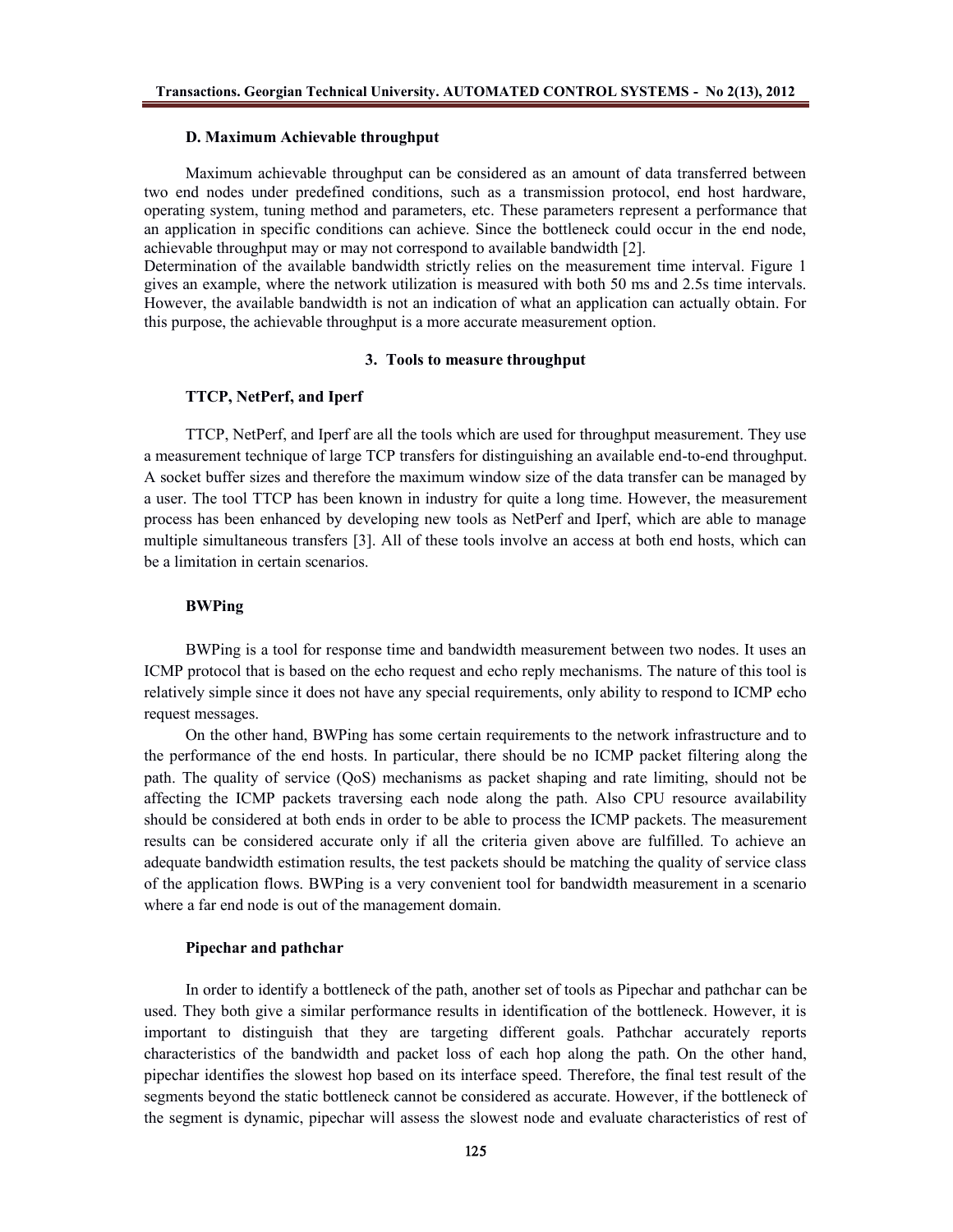### D. Maximum Achievable throughput

Maximum achievable throughput can be considered as an amount of data transferred between two end nodes under predefined conditions, such as a transmission protocol, end host hardware, operating system, tuning method and parameters, etc. These parameters represent a performance that an application in specific conditions can achieve. Since the bottleneck could occur in the end node, achievable throughput may or may not correspond to available bandwidth [2].

Determination of the available bandwidth strictly relies on the measurement time interval. Figure 1 gives an example, where the network utilization is measured with both 50 ms and 2.5s time intervals. However, the available bandwidth is not an indication of what an application can actually obtain. For this purpose, the achievable throughput is a more accurate measurement option.

## 3. Tools to measure throughput

### TTCP, NetPerf, and Iperf

TTCP, NetPerf, and Iperf are all the tools which are used for throughput measurement. They use a measurement technique of large TCP transfers for distinguishing an available end-to-end throughput. A socket buffer sizes and therefore the maximum window size of the data transfer can be managed by a user. The tool TTCP has been known in industry for quite a long time. However, the measurement process has been enhanced by developing new tools as NetPerf and Iperf, which are able to manage multiple simultaneous transfers [3]. All of these tools involve an access at both end hosts, which can be a limitation in certain scenarios.

### BWPing

BWPing is a tool for response time and bandwidth measurement between two nodes. It uses an ICMP protocol that is based on the echo request and echo reply mechanisms. The nature of this tool is relatively simple since it does not have any special requirements, only ability to respond to ICMP echo request messages.

On the other hand, BWPing has some certain requirements to the network infrastructure and to the performance of the end hosts. In particular, there should be no ICMP packet filtering along the path. The quality of service (QoS) mechanisms as packet shaping and rate limiting, should not be affecting the ICMP packets traversing each node along the path. Also CPU resource availability should be considered at both ends in order to be able to process the ICMP packets. The measurement results can be considered accurate only if all the criteria given above are fulfilled. To achieve an adequate bandwidth estimation results, the test packets should be matching the quality of service class of the application flows. BWPing is a very convenient tool for bandwidth measurement in a scenario where a far end node is out of the management domain.

### Pipechar and pathchar

In order to identify a bottleneck of the path, another set of tools as Pipechar and pathchar can be used. They both give a similar performance results in identification of the bottleneck. However, it is important to distinguish that they are targeting different goals. Pathchar accurately reports characteristics of the bandwidth and packet loss of each hop along the path. On the other hand, pipechar identifies the slowest hop based on its interface speed. Therefore, the final test result of the segments beyond the static bottleneck cannot be considered as accurate. However, if the bottleneck of the segment is dynamic, pipechar will assess the slowest node and evaluate characteristics of rest of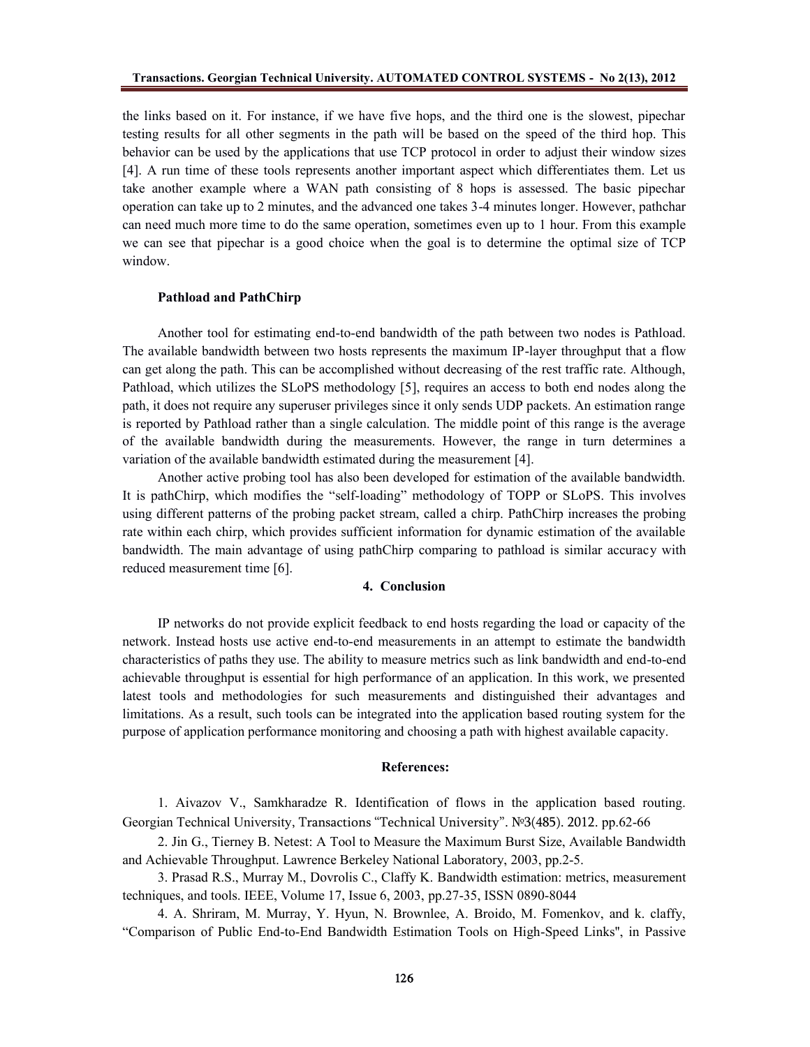the links based on it. For instance, if we have five hops, and the third one is the slowest, pipechar testing results for all other segments in the path will be based on the speed of the third hop. This behavior can be used by the applications that use TCP protocol in order to adjust their window sizes [4]. A run time of these tools represents another important aspect which differentiates them. Let us take another example where a WAN path consisting of 8 hops is assessed. The basic pipechar operation can take up to 2 minutes, and the advanced one takes 3-4 minutes longer. However, pathchar can need much more time to do the same operation, sometimes even up to 1 hour. From this example we can see that pipechar is a good choice when the goal is to determine the optimal size of TCP window.

**Pathload and PathChirp**

Another tool for estimating end-to-end bandwidth of the path between two nodes is Pathload. The available bandwidth between two hosts represents the maximum IP-layer throughput that a flow can get along the path. This can be accomplished without decreasing of the rest traffic rate. Although, Pathload, which utilizes the SLoPS methodology [5], requires an access to both end nodes along the path, it does not require any superuser privileges since it only sends UDP packets. An estimation range is reported by Pathload rather than a single calculation. The middle point of this range is the average of the available bandwidth during the measurements. However, the range in turn determines a variation of the available bandwidth estimated during the measurement [4].

Another active probing tool has also been developed for estimation of the available bandwidth. It is pathChirp, which modifies the "self-loading" methodology of TOPP or SLoPS. This involves using different patterns of the probing packet stream, called a chirp. PathChirp increases the probing rate within each chirp, which provides sufficient information for dynamic estimation of the available bandwidth. The main advantage of using pathChirp comparing to pathload is similar accuracy with reduced measurement time [6].

## 4. Conclusion

IP networks do not provide explicit feedback to end hosts regarding the load or capacity of the network. Instead hosts use active end-to-end measurements in an attempt to estimate the bandwidth characteristics of paths they use. The ability to measure metrics such as link bandwidth and end-to-end achievable throughput is essential for high performance of an application. In this work, we presented latest tools and methodologies for such measurements and distinguished their advantages and limitations. As a result, such tools can be integrated into the application based routing system for the purpose of application performance monitoring and choosing a path with highest available capacity.

## References:

1. Aivazov V., Samkharadze R. Identification of flows in the application based routing. Georgian Technical University, Transactions "Technical University". №3(485). 2012. pp.62-66

2. Jin G., Tierney B. Netest: A Tool to Measure the Maximum Burst Size, Available Bandwidth and Achievable Throughput. Lawrence Berkeley National Laboratory, 2003, pp.2-5.

3. Prasad R.S., Murray M., Dovrolis C., Claffy K. Bandwidth estimation: metrics, measurement techniques, and tools. IEEE, Volume 17, Issue 6, 2003, pp.27-35, ISSN 0890-8044

4. A. Shriram, M. Murray, Y. Hyun, N. Brownlee, A. Broido, M. Fomenkov, and k. claffy, "Comparison of Public End-to-End Bandwidth Estimation Tools on High-Speed Links", in Passive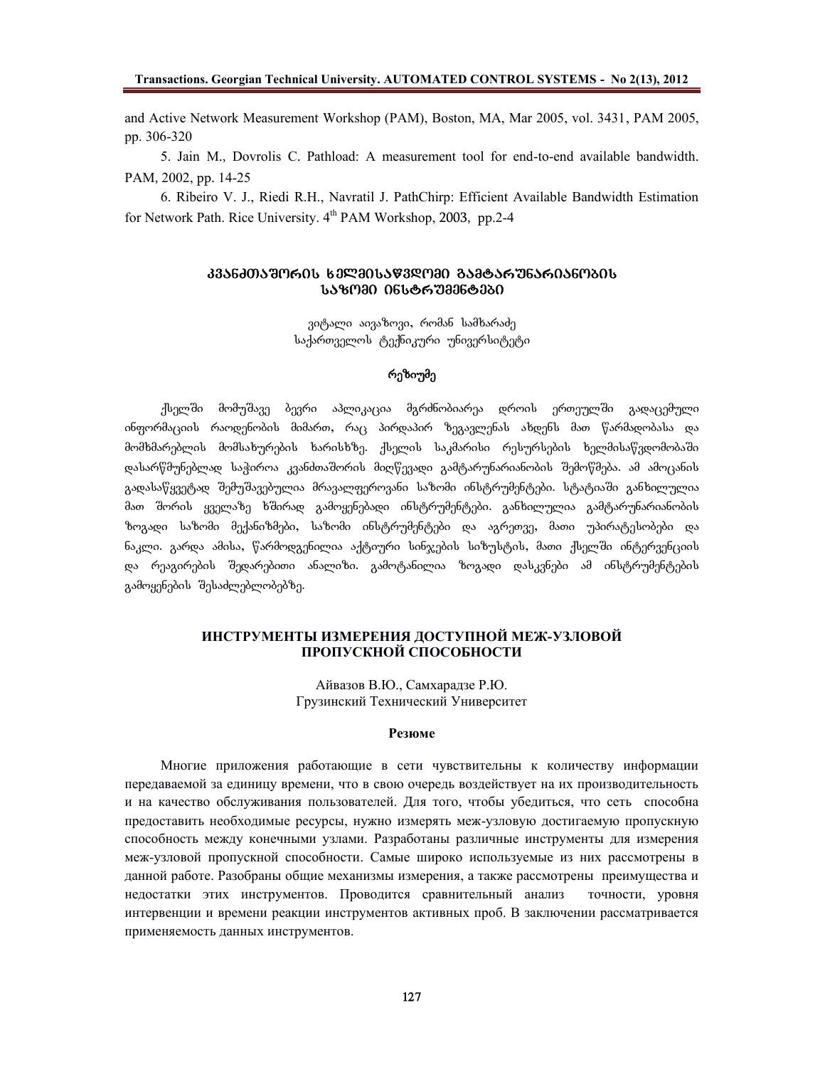and Active Network Measurement Workshop (PAM), Boston, MA, Mar 2005, vol. 3431, PAM 2005, pp. 306-320

5. Jain M., Dovrolis C. Pathload: A measurement tool for end-to-end available bandwidth. PAM, 2002, pp. 14-25

6. Ribeiro V. J., Riedi R.H., Navratil J. PathChirp: Efficient Available Bandwidth Estimation for Network Path. Rice University. 4th PAM Workshop, 2003, pp.2-4

## კვანძთაშორის ხელმისაწვდომი გამტარუნარიანობის საზომი ინსტრუმენტები

ვიტალი აივაზოვი, რომან სამხარაძე
საქართველოს ტექნიკური უნივერსიტეტი

### რეზიუმე

ქსელში მომუშავე ბევრი აპლიკაცია მგრძნობიარეა დროის ერთეულში გადაცემული ინფორმაციის რაოდენობის მიმართ, რაც პირდაპირ ზეგავლენას ახდენს მათ წარმადობასა და მომხმარებლის მომსახურების ხარისხზე. ქსელის საკმარისი რესურსების ხელმისაწვდომობაში დასარწმუნებლად საჭიროა კვანძთაშორის მიღწევადი გამტარუნარიანობის შემოწმება. ამ ამოცანის გადასაწყვეტად შემუშავებულია მრავალფეროვანი საზომი ინსტრუმენტები. სტატიაში განხილულია მათ შორის ყველაზე ხშირად გამოყენებადი ინსტრუმენტები. განხილულია გამტარუნარიანობის ზოგადი საზომი მექანიზმები, საზომი ინსტრუმენტები და აგრეთვე, მათი უპირატესობები და ნაკლი. გარდა ამისა, წარმოდგენილია აქტიური სინჯების სიზუსტის, მათი ქსელში ინტერვენციის და რეაგირების შედარებითი ანალიზი. გამოტანილია ზოგადი დასკვნები ამ ინსტრუმენტების გამოყენების შესაძლებლობებზე.

## ИНСТРУМЕНТЫ ИЗМЕРЕНИЯ ДОСТУПНОЙ МЕЖ-УЗЛОВОЙ ПРОПУСКНОЙ СПОСОБНОСТИ

Айвазов В.Ю., Самхарадзе Р.Ю.
Грузинский Технический Университет

### Резюме

Многие приложения работающие в сети чувствительны к количеству информации передаваемой за единицу времени, что в свою очередь воздействует на их производительность и на качество обслуживания пользователей. Для того, чтобы убедиться, что сеть способна предоставить необходимые ресурсы, нужно измерять меж-узловую достигаемую пропускную способность между конечными узлами. Разработаны различные инструменты для измерения меж-узловой пропускной способности. Самые широко используемые из них рассмотрены в данной работе. Разобраны общие механизмы измерения, а также рассмотрены преимущества и недостатки этих инструментов. Проводится сравнительный анализ точности, уровня интервенции и времени реакции инструментов активных проб. В заключении рассматривается применяемость данных инструментов.